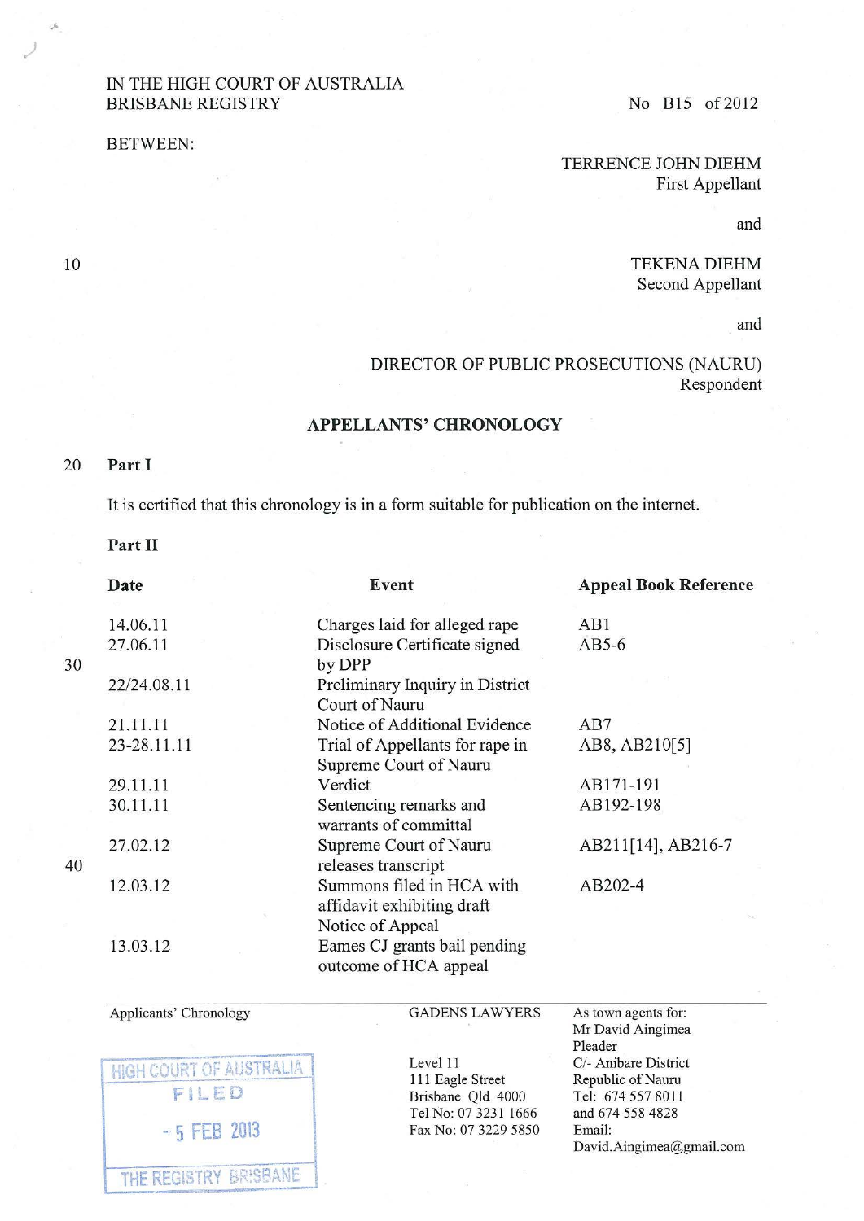IN THE HIGH COURT OF AUSTRALIA
BRISBANE REGISTRY

No B15 of 2012

BETWEEN:

TERRENCE JOHN DIEHM
First Appellant

and

TEKENA DIEHM
Second Appellant

and

DIRECTOR OF PUBLIC PROSECUTIONS (NAURU)
Respondent

## APPELLANTS' CHRONOLOGY

**Part I**

It is certified that this chronology is in a form suitable for publication on the internet.

**Part II**

| Date | Event | Appeal Book Reference |
|---|---|---|
| 14.06.11 | Charges laid for alleged rape | AB1 |
| 27.06.11 | Disclosure Certificate signed by DPP | AB5-6 |
| 22/24.08.11 | Preliminary Inquiry in District Court of Nauru | |
| 21.11.11 | Notice of Additional Evidence | AB7 |
| 23-28.11.11 | Trial of Appellants for rape in Supreme Court of Nauru | AB8, AB210[5] |
| 29.11.11 | Verdict | AB171-191 |
| 30.11.11 | Sentencing remarks and warrants of committal | AB192-198 |
| 27.02.12 | Supreme Court of Nauru releases transcript | AB211[14], AB216-7 |
| 12.03.12 | Summons filed in HCA with affidavit exhibiting draft Notice of Appeal | AB202-4 |
| 13.03.12 | Eames CJ grants bail pending outcome of HCA appeal | |

Applicants' Chronology

HIGH COURT OF AUSTRALIA
FILED
- 5 FEB 2013
THE REGISTRY BRISBANE

GADENS LAWYERS

Level 11
111 Eagle Street
Brisbane Qld 4000
Tel No: 07 3231 1666
Fax No: 07 3229 5850

As town agents for:
Mr David Aingimea
Pleader
C/- Anibare District
Republic of Nauru
Tel: 674 557 8011
and 674 558 4828
Email:
David.Aingimea@gmail.com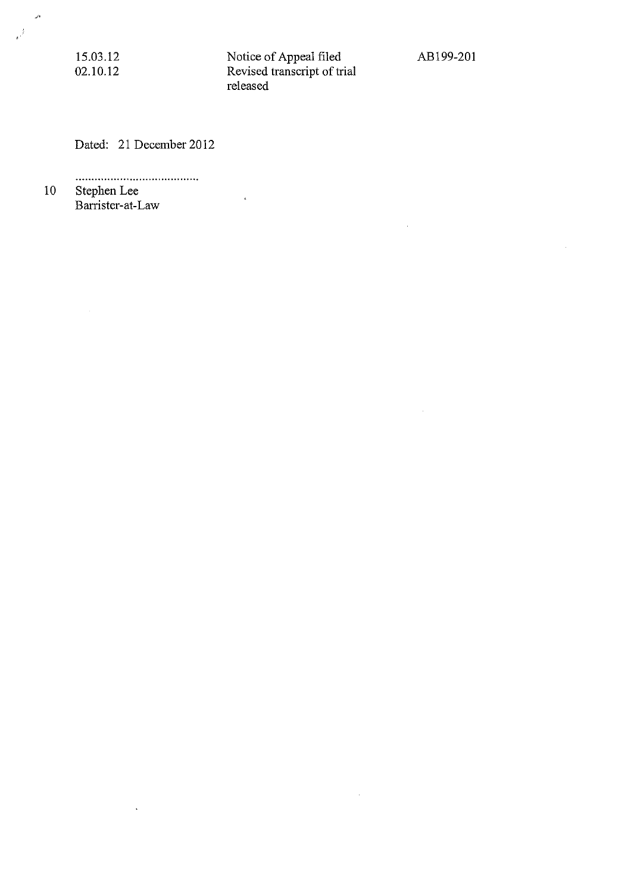| | | |
|---|---|---|
| 15.03.12 | Notice of Appeal filed | AB199-201 |
| 02.10.12 | Revised transcript of trial released | |

Dated: 21 December 2012

.......................................

Stephen Lee
Barrister-at-Law